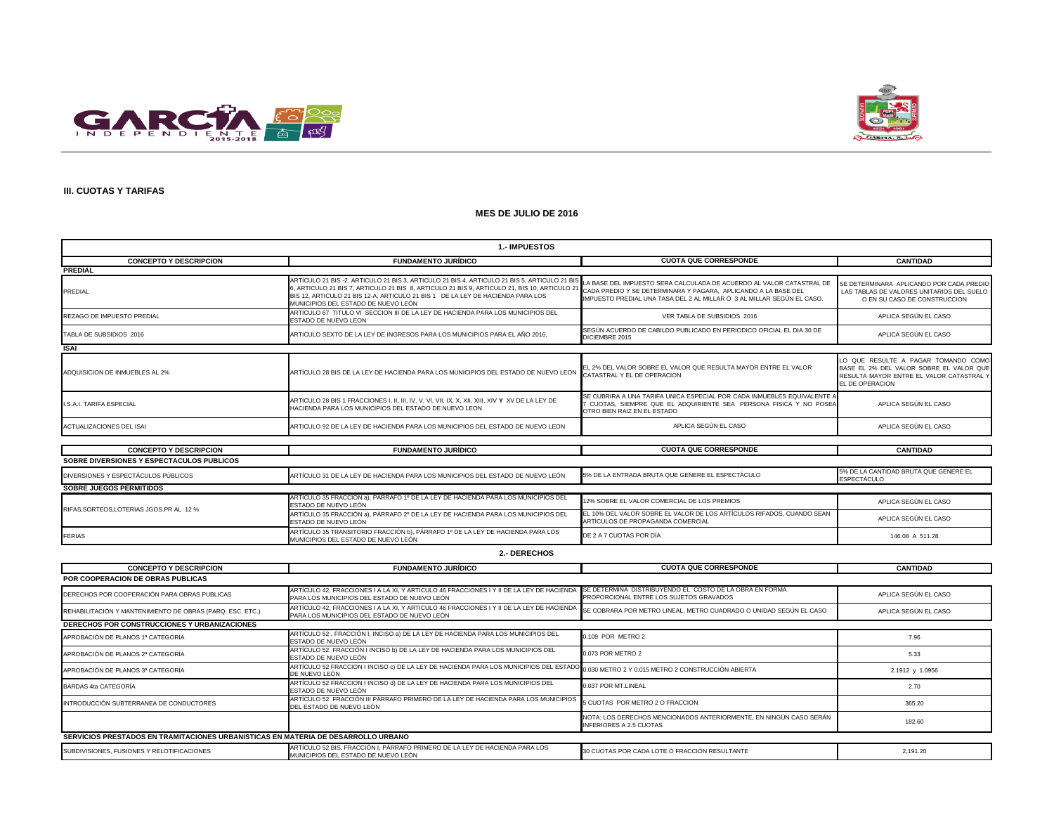### III. CUOTAS Y TARIFAS

### MES DE JULIO DE 2016

**1.- IMPUESTOS**

| CONCEPTO Y DESCRIPCION | FUNDAMENTO JURÍDICO | CUOTA QUE CORRESPONDE | CANTIDAD |
|---|---|---|---|
| **PREDIAL** | | | |
| PREDIAL | ARTÍCULO 21 BIS -2. ARTICULO 21 BIS 3, ARTICULO 21 BIS 4, ARTICULO 21 BIS 5, ARTICULO 21 BIS 6, ARTICULO 21 BIS 7, ARTICULO 21 BIS 8, ARTICULO 21 BIS 9, ARTICULO 21, BIS 10, ARTICULO 21 BIS 12, ARTICULO 21 BIS 12-A, ARTICULO 21 BIS 1 DE LA LEY DE HACIENDA PARA LOS MUNICIPIOS DEL ESTADO DE NUEVO LEÓN | LA BASE DEL IMPUESTO SERA CALCULADA DE ACUERDO AL VALOR CATASTRAL DE CADA PREDIO Y SE DETERMINARA Y PAGARA, APLICANDO A LA BASE DEL IMPUESTO PREDIAL UNA TASA DEL 2 AL MILLAR Ó 3 AL MILLAR SEGÚN EL CASO. | SE DETERMINARA APLICANDO POR CADA PREDIO LAS TABLAS DE VALORES UNITARIOS DEL SUELO O EN SU CASO DE CONSTRUCCION |
| REZAGO DE IMPUESTO PREDIAL | ARTICULO 67 TITULO VI SECCION III DE LA LEY DE HACIENDA PARA LOS MUNICIPIOS DEL ESTADO DE NUEVO LEON | VER TABLA DE SUBSIDIOS 2016 | APLICA SEGÚN EL CASO |
| TABLA DE SUBSIDIOS 2016 | ARTICULO SEXTO DE LA LEY DE INGRESOS PARA LOS MUNICIPIOS PARA EL AÑO 2016, | SEGÚN ACUERDO DE CABILDO PUBLICADO EN PERIODICO OFICIAL EL DIA 30 DE DICIEMBRE 2015 | APLICA SEGÚN EL CASO |
| **ISAI** | | | |
| ADQUISICION DE INMUEBLES AL 2% | ARTÍCULO 28 BIS DE LA LEY DE HACIENDA PARA LOS MUNICIPIOS DEL ESTADO DE NUEVO LEON | EL 2% DEL VALOR SOBRE EL VALOR QUE RESULTA MAYOR ENTRE EL VALOR CATASTRAL Y EL DE OPERACION | LO QUE RESULTE A PAGAR TOMANDO COMO BASE EL 2% DEL VALOR SOBRE EL VALOR QUE RESULTA MAYOR ENTRE EL VALOR CATASTRAL Y EL DE OPERACION |
| I.S.A.I. TARIFA ESPECIAL | ARTICULO 28 BIS 1 FRACCIONES I, II, III, IV, V, VI, VII, IX, X, XII, XIII, XIV Y XV DE LA LEY DE HACIENDA PARA LOS MUNICIPIOS DEL ESTADO DE NUEVO LEON | SE CUBRIRA A UNA TARIFA UNICA ESPECIAL POR CADA INMUEBLES EQUIVALENTE A 7 CUOTAS, SIEMPRE QUE EL ADQUIRIENTE SEA PERSONA FISICA Y NO POSEA OTRO BIEN RAIZ EN EL ESTADO | APLICA SEGÚN EL CASO |
| ACTUALIZACIONES DEL ISAI | ARTICULO 92 DE LA LEY DE HACIENDA PARA LOS MUNICIPIOS DEL ESTADO DE NUEVO LEON | APLICA SEGÚN EL CASO | APLICA SEGÚN EL CASO |

| CONCEPTO Y DESCRIPCION | FUNDAMENTO JURÍDICO | CUOTA QUE CORRESPONDE | CANTIDAD |
|---|---|---|---|
| **SOBRE DIVERSIONES Y ESPECTACULOS PUBLICOS** | | | |
| DIVERSIONES Y ESPECTÁCULOS PÚBLICOS | ARTÍCULO 31 DE LA LEY DE HACIENDA PARA LOS MUNICIPIOS DEL ESTADO DE NUEVO LEÓN | 5% DE LA ENTRADA BRUTA QUE GENERE EL ESPECTÁCULO | 5% DE LA CANTIDAD BRUTA QUE GENERE EL ESPECTÁCULO |
| **SOBRE JUEGOS PERMITIDOS** | | | |
| RIFAS,SORTEOS,LOTERIAS JGOS.PR AL 12 % | ARTÍCULO 35 FRACCIÓN a), PÁRRAFO 1º DE LA LEY DE HACIENDA PARA LOS MUNICIPIOS DEL ESTADO DE NUEVO LEÓN | 12% SOBRE EL VALOR COMERCIAL DE LOS PREMIOS | APLICA SEGÚN EL CASO |
| | ARTÍCULO 35 FRACCIÓN a), PÁRRAFO 2º DE LA LEY DE HACIENDA PARA LOS MUNICIPIOS DEL ESTADO DE NUEVO LEÓN | EL 10% DEL VALOR SOBRE EL VALOR DE LOS ARTÍCULOS RIFADOS, CUANDO SEAN ARTÍCULOS DE PROPAGANDA COMERCIAL | APLICA SEGÚN EL CASO |
| FERIAS | ARTÍCULO 35 TRANSITORIO FRACCIÓN b), PÁRRAFO 1º DE LA LEY DE HACIENDA PARA LOS MUNICIPIOS DEL ESTADO DE NUEVO LEÓN | DE 2 A 7 CUOTAS POR DÍA | 146.08 A 511.28 |

**2.- DERECHOS**

| CONCEPTO Y DESCRIPCION | FUNDAMENTO JURÍDICO | CUOTA QUE CORRESPONDE | CANTIDAD |
|---|---|---|---|
| **POR COOPERACION DE OBRAS PUBLICAS** | | | |
| DERECHOS POR COOPERACIÓN PARA OBRAS PUBLICAS | ARTÍCULO 42, FRACCIONES I A LA XI, Y ARTICULO 46 FRACCIONES I Y II DE LA LEY DE HACIENDA PARA LOS MUNICIPIOS DEL ESTADO DE NUEVO LEÓN | SE DETERMINA DISTRIBUYENDO EL COSTO DE LA OBRA EN FORMA PROPORCIONAL ENTRE LOS SUJETOS GRAVADOS | APLICA SEGÚN EL CASO |
| REHABILITACIÓN Y MANTENIMIENTO DE OBRAS (PARQ. ESC. ETC.) | ARTÍCULO 42, FRACCIONES I A LA XI, Y ARTICULO 46 FRACCIONES I Y II DE LA LEY DE HACIENDA PARA LOS MUNICIPIOS DEL ESTADO DE NUEVO LEÓN | SE COBRARA POR METRO LINEAL, METRO CUADRADO O UNIDAD SEGÚN EL CASO | APLICA SEGÚN EL CASO |
| **DERECHOS POR CONSTRUCCIONES Y URBANIZACIONES** | | | |
| APROBACIÓN DE PLANOS 1ª CATEGORÍA | ARTÍCULO 52 , FRACCIÓN I, INCISO a) DE LA LEY DE HACIENDA PARA LOS MUNICIPIOS DEL ESTADO DE NUEVO LEÓN | 0.109 POR METRO 2 | 7.96 |
| APROBACIÓN DE PLANOS 2ª CATEGORÍA | ARTÍCULO 52 FRACCIÓN I INCISO b) DE LA LEY DE HACIENDA PARA LOS MUNICIPIOS DEL ESTADO DE NUEVO LEÓN | 0.073 POR METRO 2 | 5.33 |
| APROBACIÓN DE PLANOS 3ª CATEGORÍA | ARTÍCULO 52 FRACCION I INCISO c) DE LA LEY DE HACIENDA PARA LOS MUNICIPIOS DEL ESTADO DE NUEVO LEÓN | 0.030 METRO 2 Y 0.015 METRO 2 CONSTRUCCIÓN ABIERTA | 2.1912 y 1.0956 |
| BARDAS 4ta CATEGORÍA | ARTÍCULO 52 FRACCION I INCISO d) DE LA LEY DE HACIENDA PARA LOS MUNICIPIOS DEL ESTADO DE NUEVO LEÓN | 0.037 POR MT.LINEAL | 2.70 |
| INTRODUCCIÓN SUBTERRANEA DE CONDUCTORES | ARTÍCULO 52 FRACCIÓN III PÁRRAFO PRIMERO DE LA LEY DE HACIENDA PARA LOS MUNICIPIOS DEL ESTADO DE NUEVO LEÓN | 5 CUOTAS POR METRO 2 O FRACCION | 365.20 |
| | | NOTA: LOS DERECHOS MENCIONADOS ANTERIORMENTE, EN NINGÚN CASO SERÁN INFERIORES A 2.5 CUOTAS | 182.60 |
| **SERVICIOS PRESTADOS EN TRAMITACIONES URBANISTICAS EN MATERIA DE DESARROLLO URBANO** | | | |
| SUBDIVISIONES, FUSIONES Y RELOTIFICACIONES | ARTÍCULO 52 BIS, FRACCIÓN I, PÁRRAFO PRIMERO DE LA LEY DE HACIENDA PARA LOS MUNICIPIOS DEL ESTADO DE NUEVO LEÓN | 30 CUOTAS POR CADA LOTE Ó FRACCIÓN RESULTANTE | 2,191.20 |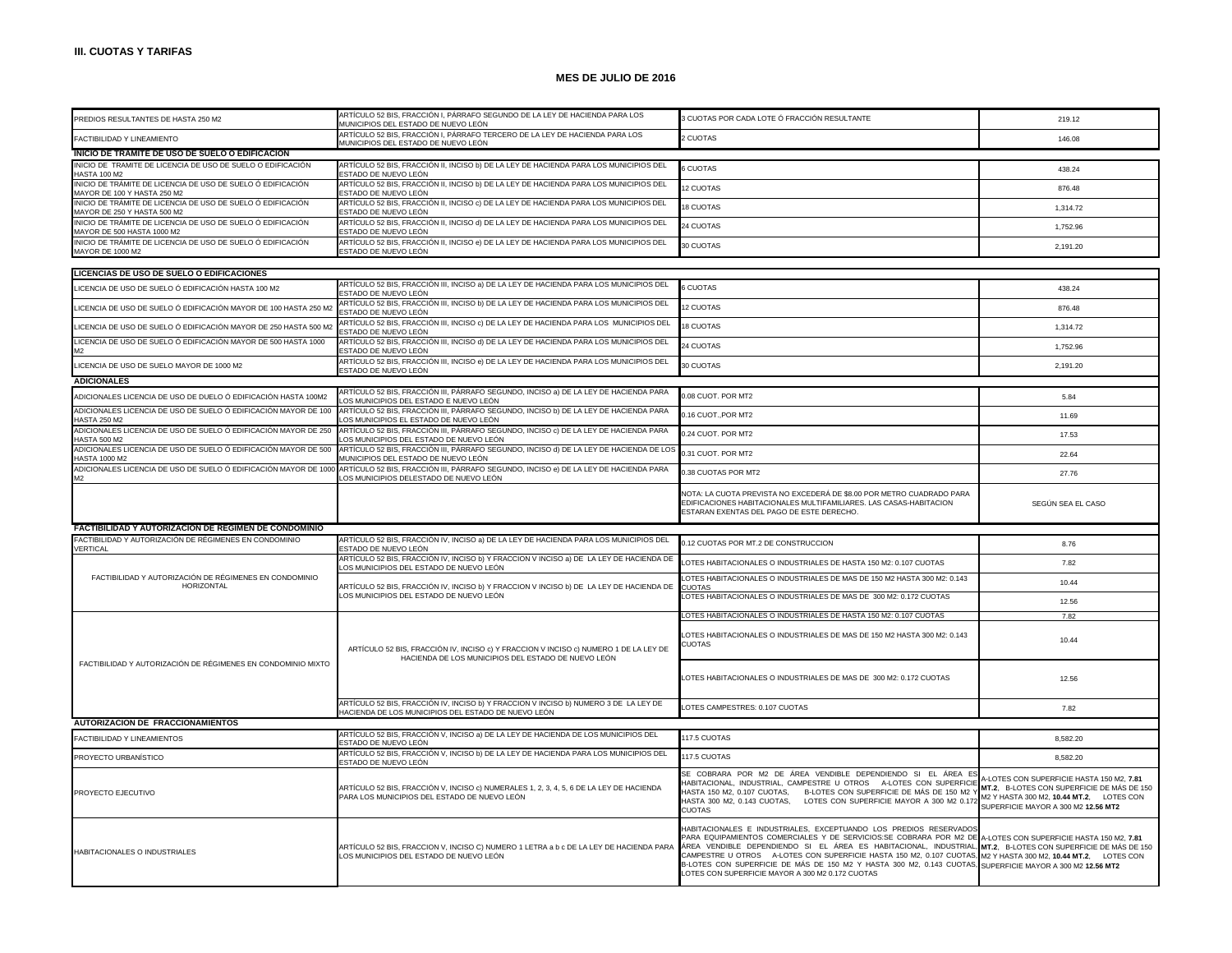**III. CUOTAS Y TARIFAS**

**MES DE JULIO DE 2016**

| | | | |
|---|---|---|---|
| PREDIOS RESULTANTES DE HASTA 250 M2 | ARTÍCULO 52 BIS, FRACCIÓN I, PÁRRAFO SEGUNDO DE LA LEY DE HACIENDA PARA LOS MUNICIPIOS DEL ESTADO DE NUEVO LEÓN | 3 CUOTAS POR CADA LOTE Ó FRACCIÓN RESULTANTE | 219.12 |
| FACTIBILIDAD Y LINEAMIENTO | ARTÍCULO 52 BIS, FRACCIÓN I, PÁRRAFO TERCERO DE LA LEY DE HACIENDA PARA LOS MUNICIPIOS DEL ESTADO DE NUEVO LEÓN | 2 CUOTAS | 146.08 |
| **INICIO DE TRÁMITE DE USO DE SUELO O EDIFICACIÓN** | | | |
| INICIO DE TRAMITE DE LICENCIA DE USO DE SUELO O EDIFICACIÓN HASTA 100 M2 | ARTÍCULO 52 BIS, FRACCIÓN II, INCISO b) DE LA LEY DE HACIENDA PARA LOS MUNICIPIOS DEL ESTADO DE NUEVO LEÓN | 6 CUOTAS | 438.24 |
| INICIO DE TRÁMITE DE LICENCIA DE USO DE SUELO Ó EDIFICACIÓN MAYOR DE 100 Y HASTA 250 M2 | ARTÍCULO 52 BIS, FRACCIÓN II, INCISO b) DE LA LEY DE HACIENDA PARA LOS MUNICIPIOS DEL ESTADO DE NUEVO LEÓN | 12 CUOTAS | 876.48 |
| INICIO DE TRÁMITE DE LICENCIA DE USO DE SUELO Ó EDIFICACIÓN MAYOR DE 250 Y HASTA 500 M2 | ARTÍCULO 52 BIS, FRACCIÓN II, INCISO c) DE LA LEY DE HACIENDA PARA LOS MUNICIPIOS DEL ESTADO DE NUEVO LEÓN | 18 CUOTAS | 1,314.72 |
| INICIO DE TRÁMITE DE LICENCIA DE USO DE SUELO Ó EDIFICACIÓN MAYOR DE 500 HASTA 1000 M2 | ARTÍCULO 52 BIS, FRACCIÓN II, INCISO d) DE LA LEY DE HACIENDA PARA LOS MUNICIPIOS DEL ESTADO DE NUEVO LEÓN | 24 CUOTAS | 1,752.96 |
| INICIO DE TRÁMITE DE LICENCIA DE USO DE SUELO Ó EDIFICACIÓN MAYOR DE 1000 M2 | ARTÍCULO 52 BIS, FRACCIÓN II, INCISO e) DE LA LEY DE HACIENDA PARA LOS MUNICIPIOS DEL ESTADO DE NUEVO LEÓN | 30 CUOTAS | 2,191.20 |
| **LICENCIAS DE USO DE SUELO O EDIFICACIONES** | | | |
| LICENCIA DE USO DE SUELO Ó EDIFICACIÓN HASTA 100 M2 | ARTÍCULO 52 BIS, FRACCIÓN III, INCISO a) DE LA LEY DE HACIENDA PARA LOS MUNICIPIOS DEL ESTADO DE NUEVO LEÓN | 6 CUOTAS | 438.24 |
| LICENCIA DE USO DE SUELO Ó EDIFICACIÓN MAYOR DE 100 HASTA 250 M2 | ARTÍCULO 52 BIS, FRACCIÓN III, INCISO b) DE LA LEY DE HACIENDA PARA LOS MUNICIPIOS DEL ESTADO DE NUEVO LEÓN | 12 CUOTAS | 876.48 |
| LICENCIA DE USO DE SUELO Ó EDIFICACIÓN MAYOR DE 250 HASTA 500 M2 | ARTÍCULO 52 BIS, FRACCIÓN III, INCISO c) DE LA LEY DE HACIENDA PARA LOS MUNICIPIOS DEL ESTADO DE NUEVO LEÓN | 18 CUOTAS | 1,314.72 |
| LICENCIA DE USO DE SUELO Ó EDIFICACIÓN MAYOR DE 500 HASTA 1000 M2 | ARTÍCULO 52 BIS, FRACCIÓN III, INCISO d) DE LA LEY DE HACIENDA PARA LOS MUNICIPIOS DEL ESTADO DE NUEVO LEÓN | 24 CUOTAS | 1,752.96 |
| LICENCIA DE USO DE SUELO MAYOR DE 1000 M2 | ARTÍCULO 52 BIS, FRACCIÓN III, INCISO e) DE LA LEY DE HACIENDA PARA LOS MUNICIPIOS DEL ESTADO DE NUEVO LEÓN | 30 CUOTAS | 2,191.20 |
| **ADICIONALES** | | | |
| ADICIONALES LICENCIA DE USO DE DUELO Ó EDIFICACIÓN HASTA 100M2 | ARTÍCULO 52 BIS, FRACCIÓN III, PÁRRAFO SEGUNDO, INCISO a) DE LA LEY DE HACIENDA PARA LOS MUNICIPIOS DEL ESTADO E NUEVO LEÓN | 0.08 CUOT. POR MT2 | 5.84 |
| ADICIONALES LICENCIA DE USO DE SUELO Ó EDIFICACIÓN MAYOR DE 100 HASTA 250 M2 | ARTÍCULO 52 BIS, FRACCIÓN III, PÁRRAFO SEGUNDO, INCISO b) DE LA LEY DE HACIENDA PARA LOS MUNICIPIOS EL ESTADO DE NUEVO LEÓN | 0.16 CUOT.,POR MT2 | 11.69 |
| ADICIONALES LICENCIA DE USO DE SUELO Ó EDIFICACIÓN MAYOR DE 250 HASTA 500 M2 | ARTÍCULO 52 BIS, FRACCIÓN III, PÁRRAFO SEGUNDO, INCISO c) DE LA LEY DE HACIENDA PARA LOS MUNICIPIOS DEL ESTADO DE NUEVO LEÓN | 0.24 CUOT. POR MT2 | 17.53 |
| ADICIONALES LICENCIA DE USO DE SUELO Ó EDIFICACIÓN MAYOR DE 500 HASTA 1000 M2 | ARTÍCULO 52 BIS, FRACCIÓN III, PÁRRAFO SEGUNDO, INCISO d) DE LA LEY DE HACIENDA DE LOS MUNICIPIOS DEL ESTADO DE NUEVO LEÓN | 0.31 CUOT. POR MT2 | 22.64 |
| ADICIONALES LICENCIA DE USO DE SUELO Ó EDIFICACIÓN MAYOR DE 1000 M2 | ARTÍCULO 52 BIS, FRACCIÓN III, PÁRRAFO SEGUNDO, INCISO e) DE LA LEY DE HACIENDA PARA LOS MUNICIPIOS DELESTADO DE NUEVO LEÓN | 0.38 CUOTAS POR MT2 | 27.76 |
| | | NOTA: LA CUOTA PREVISTA NO EXCEDERÁ DE $8.00 POR METRO CUADRADO PARA EDIFICACIONES HABITACIONALES MULTIFAMILIARES. LAS CASAS-HABITACION ESTARAN EXENTAS DEL PAGO DE ESTE DERECHO. | SEGÚN SEA EL CASO |
| **FACTIBILIDAD Y AUTORIZACIÓN DE RÉGIMEN DE CONDOMINIO** | | | |
| FACTIBILIDAD Y AUTORIZACIÓN DE RÉGIMENES EN CONDOMINIO VERTICAL | ARTÍCULO 52 BIS, FRACCIÓN IV, INCISO a) DE LA LEY DE HACIENDA PARA LOS MUNICIPIOS DEL ESTADO DE NUEVO LEÓN | 0.12 CUOTAS POR MT.2 DE CONSTRUCCION | 8.76 |
| FACTIBILIDAD Y AUTORIZACIÓN DE RÉGIMENES EN CONDOMINIO HORIZONTAL | ARTÍCULO 52 BIS, FRACCIÓN IV, INCISO b) Y FRACCION V INCISO a) DE LA LEY DE HACIENDA DE LOS MUNICIPIOS DEL ESTADO DE NUEVO LEÓN | LOTES HABITACIONALES O INDUSTRIALES DE HASTA 150 M2: 0.107 CUOTAS | 7.82 |
| | ARTÍCULO 52 BIS, FRACCIÓN IV, INCISO b) Y FRACCION V INCISO b) DE LA LEY DE HACIENDA DE LOS MUNICIPIOS DEL ESTADO DE NUEVO LEÓN | LOTES HABITACIONALES O INDUSTRIALES DE MAS DE 150 M2 HASTA 300 M2: 0.143 CUOTAS | 10.44 |
| | | LOTES HABITACIONALES O INDUSTRIALES DE MAS DE 300 M2: 0.172 CUOTAS | 12.56 |
| FACTIBILIDAD Y AUTORIZACIÓN DE RÉGIMENES EN CONDOMINIO MIXTO | ARTÍCULO 52 BIS, FRACCIÓN IV, INCISO c) Y FRACCION V INCISO c) NUMERO 1 DE LA LEY DE HACIENDA DE LOS MUNICIPIOS DEL ESTADO DE NUEVO LEÓN | LOTES HABITACIONALES O INDUSTRIALES DE HASTA 150 M2: 0.107 CUOTAS | 7.82 |
| | | LOTES HABITACIONALES O INDUSTRIALES DE MAS DE 150 M2 HASTA 300 M2: 0.143 CUOTAS | 10.44 |
| | | LOTES HABITACIONALES O INDUSTRIALES DE MAS DE 300 M2: 0.172 CUOTAS | 12.56 |
| | ARTÍCULO 52 BIS, FRACCIÓN IV, INCISO b) Y FRACCION V INCISO b) NUMERO 3 DE LA LEY DE HACIENDA DE LOS MUNICIPIOS DEL ESTADO DE NUEVO LEÓN | LOTES CAMPESTRES: 0.107 CUOTAS | 7.82 |
| **AUTORIZACION DE FRACCIONAMIENTOS** | | | |
| FACTIBILIDAD Y LINEAMIENTOS | ARTÍCULO 52 BIS, FRACCIÓN V, INCISO a) DE LA LEY DE HACIENDA DE LOS MUNICIPIOS DEL ESTADO DE NUEVO LEÓN | 117.5 CUOTAS | 8,582.20 |
| PROYECTO URBANÍSTICO | ARTÍCULO 52 BIS, FRACCIÓN V, INCISO b) DE LA LEY DE HACIENDA PARA LOS MUNICIPIOS DEL ESTADO DE NUEVO LEÓN | 117.5 CUOTAS | 8,582.20 |
| PROYECTO EJECUTIVO | ARTÍCULO 52 BIS, FRACCIÓN V, INCISO c) NUMERALES 1, 2, 3, 4, 5, 6 DE LA LEY DE HACIENDA PARA LOS MUNICIPIOS DEL ESTADO DE NUEVO LEÓN | SE COBRARA POR M2 DE ÁREA VENDIBLE DEPENDIENDO SI EL ÁREA ES HABITACIONAL, INDUSTRIAL, CAMPESTRE U OTROS A-LOTES CON SUPERFICIE HASTA 150 M2, 0.107 CUOTAS, B-LOTES CON SUPERFICIE DE MÁS DE 150 M2 Y HASTA 300 M2, 0.143 CUOTAS, LOTES CON SUPERFICIE MAYOR A 300 M2 0.172 CUOTAS | A-LOTES CON SUPERFICIE HASTA 150 M2, **7.81 MT.2**, B-LOTES CON SUPERFICIE DE MÁS DE 150 M2 Y HASTA 300 M2, **10.44 MT.2**, LOTES CON SUPERFICIE MAYOR A 300 M2 **12.56 MT2** |
| HABITACIONALES O INDUSTRIALES | ARTÍCULO 52 BIS, FRACCION V, INCISO C) NUMERO 1 LETRA a b c DE LA LEY DE HACIENDA PARA LOS MUNICIPIOS DEL ESTADO DE NUEVO LEÓN | HABITACIONALES E INDUSTRIALES, EXCEPTUANDO LOS PREDIOS RESERVADOS PARA EQUIPAMIENTOS COMERCIALES Y DE SERVICIOS:SE COBRARA POR M2 DE ÁREA VENDIBLE DEPENDIENDO SI EL ÁREA ES HABITACIONAL, INDUSTRIAL, CAMPESTRE U OTROS A-LOTES CON SUPERFICIE HASTA 150 M2, 0.107 CUOTAS, B-LOTES CON SUPERFICIE DE MÁS DE 150 M2 Y HASTA 300 M2, 0.143 CUOTAS, LOTES CON SUPERFICIE MAYOR A 300 M2 0.172 CUOTAS | A-LOTES CON SUPERFICIE HASTA 150 M2, **7.81 MT.2**, B-LOTES CON SUPERFICIE DE MÁS DE 150 M2 Y HASTA 300 M2, **10.44 MT.2**, LOTES CON SUPERFICIE MAYOR A 300 M2 **12.56 MT2** |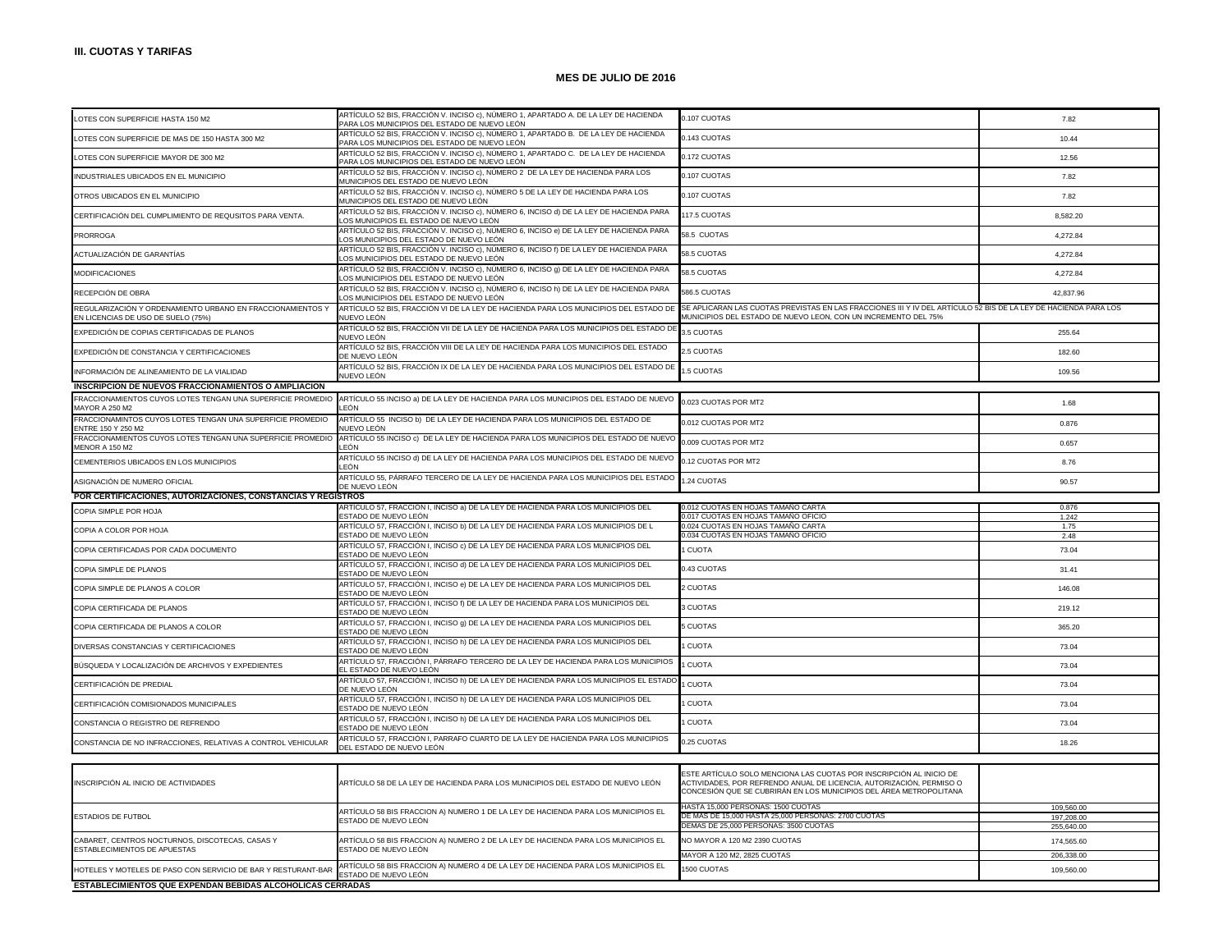**III. CUOTAS Y TARIFAS**

**MES DE JULIO DE 2016**

| | | | |
|---|---|---|---|
| LOTES CON SUPERFICIE HASTA 150 M2 | ARTÍCULO 52 BIS, FRACCIÓN V. INCISO c), NÚMERO 1, APARTADO A. DE LA LEY DE HACIENDA PARA LOS MUNICIPIOS DEL ESTADO DE NUEVO LEÓN | 0.107 CUOTAS | 7.82 |
| LOTES CON SUPERFICIE DE MAS DE 150 HASTA 300 M2 | ARTÍCULO 52 BIS, FRACCIÓN V. INCISO c), NÚMERO 1, APARTADO B. DE LA LEY DE HACIENDA PARA LOS MUNICIPIOS DEL ESTADO DE NUEVO LEÓN | 0.143 CUOTAS | 10.44 |
| LOTES CON SUPERFICIE MAYOR DE 300 M2 | ARTÍCULO 52 BIS, FRACCIÓN V. INCISO c), NÚMERO 1, APARTADO C. DE LA LEY DE HACIENDA PARA LOS MUNICIPIOS DEL ESTADO DE NUEVO LEÓN | 0.172 CUOTAS | 12.56 |
| INDUSTRIALES UBICADOS EN EL MUNICIPIO | ARTÍCULO 52 BIS, FRACCIÓN V. INCISO c), NÚMERO 2 DE LA LEY DE HACIENDA PARA LOS MUNICIPIOS DEL ESTADO DE NUEVO LEÓN | 0.107 CUOTAS | 7.82 |
| OTROS UBICADOS EN EL MUNICIPIO | ARTÍCULO 52 BIS, FRACCIÓN V. INCISO c), NÚMERO 5 DE LA LEY DE HACIENDA PARA LOS MUNICIPIOS DEL ESTADO DE NUEVO LEÓN | 0.107 CUOTAS | 7.82 |
| CERTIFICACIÓN DEL CUMPLIMIENTO DE REQUSITOS PARA VENTA. | ARTÍCULO 52 BIS, FRACCIÓN V. INCISO c), NÚMERO 6, INCISO d) DE LA LEY DE HACIENDA PARA LOS MUNICIPIOS EL ESTADO DE NUEVO LEÓN | 117.5 CUOTAS | 8,582.20 |
| PRORROGA | ARTÍCULO 52 BIS, FRACCIÓN V. INCISO c), NÚMERO 6, INCISO e) DE LA LEY DE HACIENDA PARA LOS MUNICIPIOS DEL ESTADO DE NUEVO LEÓN | 58.5 CUOTAS | 4,272.84 |
| ACTUALIZACIÓN DE GARANTÍAS | ARTÍCULO 52 BIS, FRACCIÓN V. INCISO c), NÚMERO 6, INCISO f) DE LA LEY DE HACIENDA PARA LOS MUNICIPIOS DEL ESTADO DE NUEVO LEÓN | 58.5 CUOTAS | 4,272.84 |
| MODIFICACIONES | ARTÍCULO 52 BIS, FRACCIÓN V. INCISO c), NÚMERO 6, INCISO g) DE LA LEY DE HACIENDA PARA LOS MUNICIPIOS DEL ESTADO DE NUEVO LEÓN | 58.5 CUOTAS | 4,272.84 |
| RECEPCIÓN DE OBRA | ARTÍCULO 52 BIS, FRACCIÓN V. INCISO c), NÚMERO 6, INCISO h) DE LA LEY DE HACIENDA PARA LOS MUNICIPIOS DEL ESTADO DE NUEVO LEÓN | 586.5 CUOTAS | 42,837.96 |
| REGULARIZACIÓN Y ORDENAMIENTO URBANO EN FRACCIONAMIENTOS Y EN LICENCIAS DE USO DE SUELO (75%) | ARTÍCULO 52 BIS, FRACCIÓN VI DE LA LEY DE HACIENDA PARA LOS MUNICIPIOS DEL ESTADO DE NUEVO LEÓN | SE APLICARAN LAS CUOTAS PREVISTAS EN LAS FRACCIONES III Y IV DEL ARTÍCULO 52 BIS DE LA LEY DE HACIENDA PARA LOS MUNICIPIOS DEL ESTADO DE NUEVO LEON, CON UN INCREMENTO DEL 75% | |
| EXPEDICIÓN DE COPIAS CERTIFICADAS DE PLANOS | ARTÍCULO 52 BIS, FRACCIÓN VII DE LA LEY DE HACIENDA PARA LOS MUNICIPIOS DEL ESTADO DE NUEVO LEÓN | 3.5 CUOTAS | 255.64 |
| EXPEDICIÓN DE CONSTANCIA Y CERTIFICACIONES | ARTÍCULO 52 BIS, FRACCIÓN VIII DE LA LEY DE HACIENDA PARA LOS MUNICIPIOS DEL ESTADO DE NUEVO LEÓN | 2.5 CUOTAS | 182.60 |
| INFORMACIÓN DE ALINEAMIENTO DE LA VIALIDAD | ARTÍCULO 52 BIS, FRACCIÓN IX DE LA LEY DE HACIENDA PARA LOS MUNICIPIOS DEL ESTADO DE NUEVO LEÓN | 1.5 CUOTAS | 109.56 |
| **INSCRIPCION DE NUEVOS FRACCIONAMIENTOS O AMPLIACION** | | | |
| FRACCIONAMIENTOS CUYOS LOTES TENGAN UNA SUPERFICIE PROMEDIO MAYOR A 250 M2 | ARTÍCULO 55 INCISO a) DE LA LEY DE HACIENDA PARA LOS MUNICIPIOS DEL ESTADO DE NUEVO LEÓN | 0.023 CUOTAS POR MT2 | 1.68 |
| FRACCIONAMINTOS CUYOS LOTES TENGAN UNA SUPERFICIE PROMEDIO ENTRE 150 Y 250 M2 | ARTÍCULO 55 INCISO b) DE LA LEY DE HACIENDA PARA LOS MUNICIPIOS DEL ESTADO DE NUEVO LEÓN | 0.012 CUOTAS POR MT2 | 0.876 |
| FRACCIONAMIENTOS CUYOS LOTES TENGAN UNA SUPERFICIE PROMEDIO MENOR A 150 M2 | ARTÍCULO 55 INCISO c) DE LA LEY DE HACIENDA PARA LOS MUNICIPIOS DEL ESTADO DE NUEVO LEÓN | 0.009 CUOTAS POR MT2 | 0.657 |
| CEMENTERIOS UBICADOS EN LOS MUNICIPIOS | ARTÍCULO 55 INCISO d) DE LA LEY DE HACIENDA PARA LOS MUNICIPIOS DEL ESTADO DE NUEVO LEÓN | 0.12 CUOTAS POR MT2 | 8.76 |
| ASIGNACIÓN DE NUMERO OFICIAL | ARTÍCULO 55, PÁRRAFO TERCERO DE LA LEY DE HACIENDA PARA LOS MUNICIPIOS DEL ESTADO DE NUEVO LEÓN | 1.24 CUOTAS | 90.57 |
| **POR CERTIFICACIONES, AUTORIZACIONES, CONSTANCIAS Y REGISTROS** | | | |
| COPIA SIMPLE POR HOJA | ARTÍCULO 57, FRACCION I, INCISO a) DE LA LEY DE HACIENDA PARA LOS MUNICIPIOS DEL ESTADO DE NUEVO LEÓN | 0.012 CUOTAS EN HOJAS TAMAÑO CARTA | 0.876 |
| | | 0.017 CUOTAS EN HOJAS TAMAÑO OFICIO | 1.242 |
| COPIA A COLOR POR HOJA | ARTÍCULO 57, FRACCIÓN I, INCISO b) DE LA LEY DE HACIENDA PARA LOS MUNICIPIOS DE L ESTADO DE NUEVO LEÓN | 0.024 CUOTAS EN HOJAS TAMAÑO CARTA | 1.75 |
| | | 0.034 CUOTAS EN HOJAS TAMAÑO OFICIO | 2.48 |
| COPIA CERTIFICADAS POR CADA DOCUMENTO | ARTÍCULO 57, FRACCIÓN I, INCISO c) DE LA LEY DE HACIENDA PARA LOS MUNICIPIOS DEL ESTADO DE NUEVO LEÓN | 1 CUOTA | 73.04 |
| COPIA SIMPLE DE PLANOS | ARTÍCULO 57, FRACCIÓN I, INCISO d) DE LA LEY DE HACIENDA PARA LOS MUNICIPIOS DEL ESTADO DE NUEVO LEÓN | 0.43 CUOTAS | 31.41 |
| COPIA SIMPLE DE PLANOS A COLOR | ARTÍCULO 57, FRACCIÓN I, INCISO e) DE LA LEY DE HACIENDA PARA LOS MUNICIPIOS DEL ESTADO DE NUEVO LEÓN | 2 CUOTAS | 146.08 |
| COPIA CERTIFICADA DE PLANOS | ARTÍCULO 57, FRACCIÓN I, INCISO f) DE LA LEY DE HACIENDA PARA LOS MUNICIPIOS DEL ESTADO DE NUEVO LEÓN | 3 CUOTAS | 219.12 |
| COPIA CERTIFICADA DE PLANOS A COLOR | ARTÍCULO 57, FRACCIÓN I, INCISO g) DE LA LEY DE HACIENDA PARA LOS MUNICIPIOS DEL ESTADO DE NUEVO LEÓN | 5 CUOTAS | 365.20 |
| DIVERSAS CONSTANCIAS Y CERTIFICACIONES | ARTÍCULO 57, FRACCIÓN I, INCISO h) DE LA LEY DE HACIENDA PARA LOS MUNICIPIOS DEL ESTADO DE NUEVO LEÓN | 1 CUOTA | 73.04 |
| BÚSQUEDA Y LOCALIZACIÓN DE ARCHIVOS Y EXPEDIENTES | ARTÍCULO 57, FRACCIÓN I, PÁRRAFO TERCERO DE LA LEY DE HACIENDA PARA LOS MUNICIPIOS EL ESTADO DE NUEVO LEÓN | 1 CUOTA | 73.04 |
| CERTIFICACIÓN DE PREDIAL | ARTÍCULO 57, FRACCIÓN I, INCISO h) DE LA LEY DE HACIENDA PARA LOS MUNICIPIOS EL ESTADO DE NUEVO LEÓN | 1 CUOTA | 73.04 |
| CERTIFICACIÓN COMISIONADOS MUNICIPALES | ARTÍCULO 57, FRACCIÓN I, INCISO h) DE LA LEY DE HACIENDA PARA LOS MUNICIPIOS DEL ESTADO DE NUEVO LEÓN | 1 CUOTA | 73.04 |
| CONSTANCIA O REGISTRO DE REFRENDO | ARTÍCULO 57, FRACCIÓN I, INCISO h) DE LA LEY DE HACIENDA PARA LOS MUNICIPIOS DEL ESTADO DE NUEVO LEÓN | 1 CUOTA | 73.04 |
| CONSTANCIA DE NO INFRACCIONES, RELATIVAS A CONTROL VEHICULAR | ARTÍCULO 57, FRACCIÓN I, PARRAFO CUARTO DE LA LEY DE HACIENDA PARA LOS MUNICIPIOS DEL ESTADO DE NUEVO LEÓN | 0.25 CUOTAS | 18.26 |
| INSCRIPCIÓN AL INICIO DE ACTIVIDADES | ARTÍCULO 58 DE LA LEY DE HACIENDA PARA LOS MUNICIPIOS DEL ESTADO DE NUEVO LEÓN | ESTE ARTÍCULO SOLO MENCIONA LAS CUOTAS POR INSCRIPCIÓN AL INICIO DE ACTIVIDADES, POR REFRENDO ANUAL DE LICENCIA, AUTORIZACIÓN, PERMISO O CONCESIÓN QUE SE CUBRIRÁN EN LOS MUNICIPIOS DEL ÁREA METROPOLITANA | |
| ESTADIOS DE FUTBOL | ARTÍCULO 58 BIS FRACCION A) NUMERO 1 DE LA LEY DE HACIENDA PARA LOS MUNICIPIOS EL ESTADO DE NUEVO LEÓN | HASTA 15,000 PERSONAS: 1500 CUOTAS | 109,560.00 |
| | | DE MAS DE 15,000 HASTA 25,000 PERSONAS: 2700 CUOTAS | 197,208.00 |
| | | DEMAS DE 25,000 PERSONAS: 3500 CUOTAS | 255,640.00 |
| CABARET, CENTROS NOCTURNOS, DISCOTECAS, CASAS Y ESTABLECIMIENTOS DE APUESTAS | ARTÍCULO 58 BIS FRACCION A) NUMERO 2 DE LA LEY DE HACIENDA PARA LOS MUNICIPIOS DEL ESTADO DE NUEVO LEÓN | NO MAYOR A 120 M2 2390 CUOTAS | 174,565.60 |
| | | MAYOR A 120 M2, 2825 CUOTAS | 206,338.00 |
| HOTELES Y MOTELES DE PASO CON SERVICIO DE BAR Y RESTURANT-BAR | ARTÍCULO 58 BIS FRACCION A) NUMERO 4 DE LA LEY DE HACIENDA PARA LOS MUNICIPIOS DEL ESTADO DE NUEVO LEÓN | 1500 CUOTAS | 109,560.00 |
| **ESTABLECIMIENTOS QUE EXPENDAN BEBIDAS ALCOHOLICAS CERRADAS** | | | |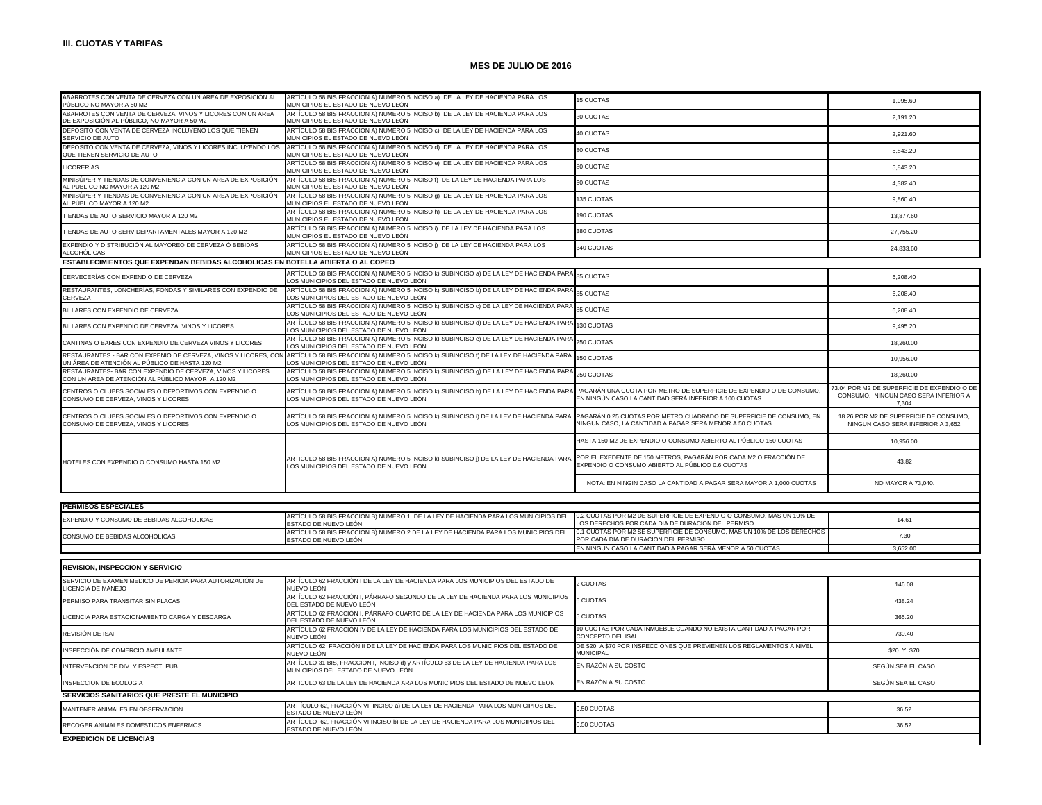**III. CUOTAS Y TARIFAS**

**MES DE JULIO DE 2016**

| | | | |
|---|---|---|---|
| ABARROTES CON VENTA DE CERVEZA CON UN AREA DE EXPOSICIÓN AL PÚBLICO NO MAYOR A 50 M2 | ARTÍCULO 58 BIS FRACCION A) NUMERO 5 INCISO a) DE LA LEY DE HACIENDA PARA LOS MUNICIPIOS EL ESTADO DE NUEVO LEÓN | 15 CUOTAS | 1,095.60 |
| ABARROTES CON VENTA DE CERVEZA, VINOS Y LICORES CON UN AREA DE EXPOSICIÓN AL PÚBLICO, NO MAYOR A 50 M2 | ARTÍCULO 58 BIS FRACCION A) NUMERO 5 INCISO b) DE LA LEY DE HACIENDA PARA LOS MUNICIPIOS EL ESTADO DE NUEVO LEÓN | 30 CUOTAS | 2,191.20 |
| DEPOSITO CON VENTA DE CERVEZA INCLUYENO LOS QUE TIENEN SERVICIO DE AUTO | ARTÍCULO 58 BIS FRACCION A) NUMERO 5 INCISO c) DE LA LEY DE HACIENDA PARA LOS MUNICIPIOS EL ESTADO DE NUEVO LEÓN | 40 CUOTAS | 2,921.60 |
| DEPOSITO CON VENTA DE CERVEZA, VINOS Y LICORES INCLUYENDO LOS QUE TIENEN SERVICIO DE AUTO | ARTÍCULO 58 BIS FRACCION A) NUMERO 5 INCISO d) DE LA LEY DE HACIENDA PARA LOS MUNICIPIOS EL ESTADO DE NUEVO LEÓN | 80 CUOTAS | 5,843.20 |
| LICORERÍAS | ARTÍCULO 58 BIS FRACCION A) NUMERO 5 INCISO e) DE LA LEY DE HACIENDA PARA LOS MUNICIPIOS EL ESTADO DE NUEVO LEÓN | 80 CUOTAS | 5,843.20 |
| MINISÚPER Y TIENDAS DE CONVENIENCIA CON UN AREA DE EXPOSICIÓN AL PUBLICO NO MAYOR A 120 M2 | ARTÍCULO 58 BIS FRACCION A) NUMERO 5 INCISO f) DE LA LEY DE HACIENDA PARA LOS MUNICIPIOS EL ESTADO DE NUEVO LEÓN | 60 CUOTAS | 4,382.40 |
| MINISÚPER Y TIENDAS DE CONVENIENCIA CON UN AREA DE EXPOSICIÓN AL PÚBLICO MAYOR A 120 M2 | ARTÍCULO 58 BIS FRACCION A) NUMERO 5 INCISO g) DE LA LEY DE HACIENDA PARA LOS MUNICIPIOS EL ESTADO DE NUEVO LEÓN | 135 CUOTAS | 9,860.40 |
| TIENDAS DE AUTO SERVICIO MAYOR A 120 M2 | ARTÍCULO 58 BIS FRACCION A) NUMERO 5 INCISO h) DE LA LEY DE HACIENDA PARA LOS MUNICIPIOS EL ESTADO DE NUEVO LEÓN | 190 CUOTAS | 13,877.60 |
| TIENDAS DE AUTO SERV DEPARTAMENTALES MAYOR A 120 M2 | ARTÍCULO 58 BIS FRACCION A) NUMERO 5 INCISO i) DE LA LEY DE HACIENDA PARA LOS MUNICIPIOS EL ESTADO DE NUEVO LEÓN | 380 CUOTAS | 27,755.20 |
| EXPENDIO Y DISTRIBUCIÓN AL MAYOREO DE CERVEZA Ó BEBIDAS ALCOHÓLICAS | ARTÍCULO 58 BIS FRACCION A) NUMERO 5 INCISO j) DE LA LEY DE HACIENDA PARA LOS MUNICIPIOS EL ESTADO DE NUEVO LEÓN | 340 CUOTAS | 24,833.60 |
| **ESTABLECIMIENTOS QUE EXPENDAN BEBIDAS ALCOHOLICAS EN BOTELLA ABIERTA O AL COPEO** | | | |
| CERVECERÍAS CON EXPENDIO DE CERVEZA | ARTÍCULO 58 BIS FRACCION A) NUMERO 5 INCISO k) SUBINCISO a) DE LA LEY DE HACIENDA PARA LOS MUNICIPIOS DEL ESTADO DE NUEVO LEÓN | 85 CUOTAS | 6,208.40 |
| RESTAURANTES, LONCHERÍAS, FONDAS Y SIMILARES CON EXPENDIO DE CERVEZA | ARTÍCULO 58 BIS FRACCION A) NUMERO 5 INCISO k) SUBINCISO b) DE LA LEY DE HACIENDA PARA LOS MUNICIPIOS DEL ESTADO DE NUEVO LEÓN | 85 CUOTAS | 6,208.40 |
| BILLARES CON EXPENDIO DE CERVEZA | ARTÍCULO 58 BIS FRACCION A) NUMERO 5 INCISO k) SUBINCISO c) DE LA LEY DE HACIENDA PARA LOS MUNICIPIOS DEL ESTADO DE NUEVO LEÓN | 85 CUOTAS | 6,208.40 |
| BILLARES CON EXPENDIO DE CERVEZA. VINOS Y LICORES | ARTÍCULO 58 BIS FRACCION A) NUMERO 5 INCISO k) SUBINCISO d) DE LA LEY DE HACIENDA PARA LOS MUNICIPIOS DEL ESTADO DE NUEVO LEÓN | 130 CUOTAS | 9,495.20 |
| CANTINAS O BARES CON EXPENDIO DE CERVEZA VINOS Y LICORES | ARTÍCULO 58 BIS FRACCION A) NUMERO 5 INCISO k) SUBINCISO e) DE LA LEY DE HACIENDA PARA LOS MUNICIPIOS DEL ESTADO DE NUEVO LEÓN | 250 CUOTAS | 18,260.00 |
| RESTAURANTES - BAR CON EXPENIO DE CERVEZA, VINOS Y LICORES, CON UN ÁREA DE ATENCIÓN AL PÚBLICO DE HASTA 120 M2 | ARTÍCULO 58 BIS FRACCION A) NUMERO 5 INCISO k) SUBINCISO f) DE LA LEY DE HACIENDA PARA LOS MUNICIPIOS DEL ESTADO DE NUEVO LEÓN | 150 CUOTAS | 10,956.00 |
| RESTAURANTES- BAR CON EXPENDIO DE CERVEZA, VINOS Y LICORES CON UN AREA DE ATENCIÓN AL PÚBLICO MAYOR A 120 M2 | ARTÍCULO 58 BIS FRACCION A) NUMERO 5 INCISO k) SUBINCISO g) DE LA LEY DE HACIENDA PARA LOS MUNICIPIOS DEL ESTADO DE NUEVO LEÓN | 250 CUOTAS | 18,260.00 |
| CENTROS O CLUBES SOCIALES O DEPORTIVOS CON EXPENDIO O CONSUMO DE CERVEZA, VINOS Y LICORES | ARTÍCULO 58 BIS FRACCION A) NUMERO 5 INCISO k) SUBINCISO h) DE LA LEY DE HACIENDA PARA LOS MUNICIPIOS DEL ESTADO DE NUEVO LEÓN | PAGARÁN UNA CUOTA POR METRO DE SUPERFICIE DE EXPENDIO O DE CONSUMO, EN NINGÚN CASO LA CANTIDAD SERÁ INFERIOR A 100 CUOTAS | 73.04 POR M2 DE SUPERFICIE DE EXPENDIO O DE CONSUMO, NINGUN CASO SERA INFERIOR A 7,304 |
| CENTROS O CLUBES SOCIALES O DEPORTIVOS CON EXPENDIO O CONSUMO DE CERVEZA, VINOS Y LICORES | ARTÍCULO 58 BIS FRACCION A) NUMERO 5 INCISO k) SUBINCISO i) DE LA LEY DE HACIENDA PARA LOS MUNICIPIOS DEL ESTADO DE NUEVO LEÓN | PAGARÁN 0.25 CUOTAS POR METRO CUADRADO DE SUPERFICIE DE CONSUMO, EN NINGUN CASO, LA CANTIDAD A PAGAR SERA MENOR A 50 CUOTAS | 18.26 POR M2 DE SUPERFICIE DE CONSUMO, NINGUN CASO SERA INFERIOR A 3,652 |
| HOTELES CON EXPENDIO O CONSUMO HASTA 150 M2 | ARTICULO 58 BIS FRACCION A) NUMERO 5 INCISO k) SUBINCISO j) DE LA LEY DE HACIENDA PARA LOS MUNICIPIOS DEL ESTADO DE NUEVO LEON | HASTA 150 M2 DE EXPENDIO O CONSUMO ABIERTO AL PÚBLICO 150 CUOTAS | 10,956.00 |
| | | POR EL EXEDENTE DE 150 METROS, PAGARÁN POR CADA M2 O FRACCIÓN DE EXPENDIO O CONSUMO ABIERTO AL PÚBLICO 0.6 CUOTAS | 43.82 |
| | | NOTA: EN NINGIN CASO LA CANTIDAD A PAGAR SERA MAYOR A 1,000 CUOTAS | NO MAYOR A 73,040. |
| **PERMISOS ESPECIALES** | | | |
| EXPENDIO Y CONSUMO DE BEBIDAS ALCOHOLICAS | ARTÍCULO 58 BIS FRACCION B) NUMERO 1 DE LA LEY DE HACIENDA PARA LOS MUNICIPIOS DEL ESTADO DE NUEVO LEÓN | 0.2 CUOTAS POR M2 DE SUPERFICIE DE EXPENDIO O CONSUMO, MAS UN 10% DE LOS DERECHOS POR CADA DIA DE DURACION DEL PERMISO | 14.61 |
| CONSUMO DE BEBIDAS ALCOHOLICAS | ARTÍCULO 58 BIS FRACCION B) NUMERO 2 DE LA LEY DE HACIENDA PARA LOS MUNICIPIOS DEL ESTADO DE NUEVO LEÓN | 0.1 CUOTAS POR M2 SE SUPERFICIE DE CONSUMO, MAS UN 10% DE LOS DERECHOS POR CADA DIA DE DURACION DEL PERMISO | 7.30 |
| | | EN NINGUN CASO LA CANTIDAD A PAGAR SERÁ MENOR A 50 CUOTAS | 3,652.00 |
| **REVISION, INSPECCION Y SERVICIO** | | | |
| SERVICIO DE EXAMEN MEDICO DE PERICIA PARA AUTORIZACIÓN DE LICENCIA DE MANEJO | ARTÍCULO 62 FRACCIÓN I DE LA LEY DE HACIENDA PARA LOS MUNICIPIOS DEL ESTADO DE NUEVO LEÓN | 2 CUOTAS | 146.08 |
| PERMISO PARA TRANSITAR SIN PLACAS | ARTÍCULO 62 FRACCIÓN I, PÁRRAFO SEGUNDO DE LA LEY DE HACIENDA PARA LOS MUNICIPIOS DEL ESTADO DE NUEVO LEÓN | 6 CUOTAS | 438.24 |
| LICENCIA PARA ESTACIONAMIENTO CARGA Y DESCARGA | ARTÍCULO 62 FRACCIÓN I, PÁRRAFO CUARTO DE LA LEY DE HACIENDA PARA LOS MUNICIPIOS DEL ESTADO DE NUEVO LEÓN | 5 CUOTAS | 365.20 |
| REVISIÓN DE ISAI | ARTÍCULO 62 FRACCIÓN IV DE LA LEY DE HACIENDA PARA LOS MUNICIPIOS DEL ESTADO DE NUEVO LEÓN | 10 CUOTAS POR CADA INMUEBLE CUANDO NO EXISTA CANTIDAD A PAGAR POR CONCEPTO DEL ISAI | 730.40 |
| INSPECCIÓN DE COMERCIO AMBULANTE | ARTÍCULO 62, FRACCIÓN II DE LA LEY DE HACIENDA PARA LOS MUNICIPIOS DEL ESTADO DE NUEVO LEÓN | DE $20 A $70 POR INSPECCIONES QUE PREVIENEN LOS REGLAMENTOS A NIVEL MUNICIPAL | $20 Y $70 |
| INTERVENCION DE DIV. Y ESPECT. PUB. | ARTÍCULO 31 BIS, FRACCION I, INCISO d) y ARTÍCULO 63 DE LA LEY DE HACIENDA PARA LOS MUNICIPIOS DEL ESTADO DE NUEVO LEÓN | EN RAZÓN A SU COSTO | SEGÚN SEA EL CASO |
| INSPECCION DE ECOLOGIA | ARTICULO 63 DE LA LEY DE HACIENDA ARA LOS MUNICIPIOS DEL ESTADO DE NUEVO LEON | EN RAZÓN A SU COSTO | SEGÚN SEA EL CASO |
| **SERVICIOS SANITARIOS QUE PRESTE EL MUNICIPIO** | | | |
| MANTENER ANIMALES EN OBSERVACIÓN | ARTÍCULO 62, FRACCIÓN VI, INCISO a) DE LA LEY DE HACIENDA PARA LOS MUNICIPIOS DEL ESTADO DE NUEVO LEÓN | 0.50 CUOTAS | 36.52 |
| RECOGER ANIMALES DOMÉSTICOS ENFERMOS | ARTÍCULO 62, FRACCIÓN VI INCISO b) DE LA LEY DE HACIENDA PARA LOS MUNICIPIOS DEL ESTADO DE NUEVO LEÓN | 0.50 CUOTAS | 36.52 |
| **EXPEDICION DE LICENCIAS** | | | |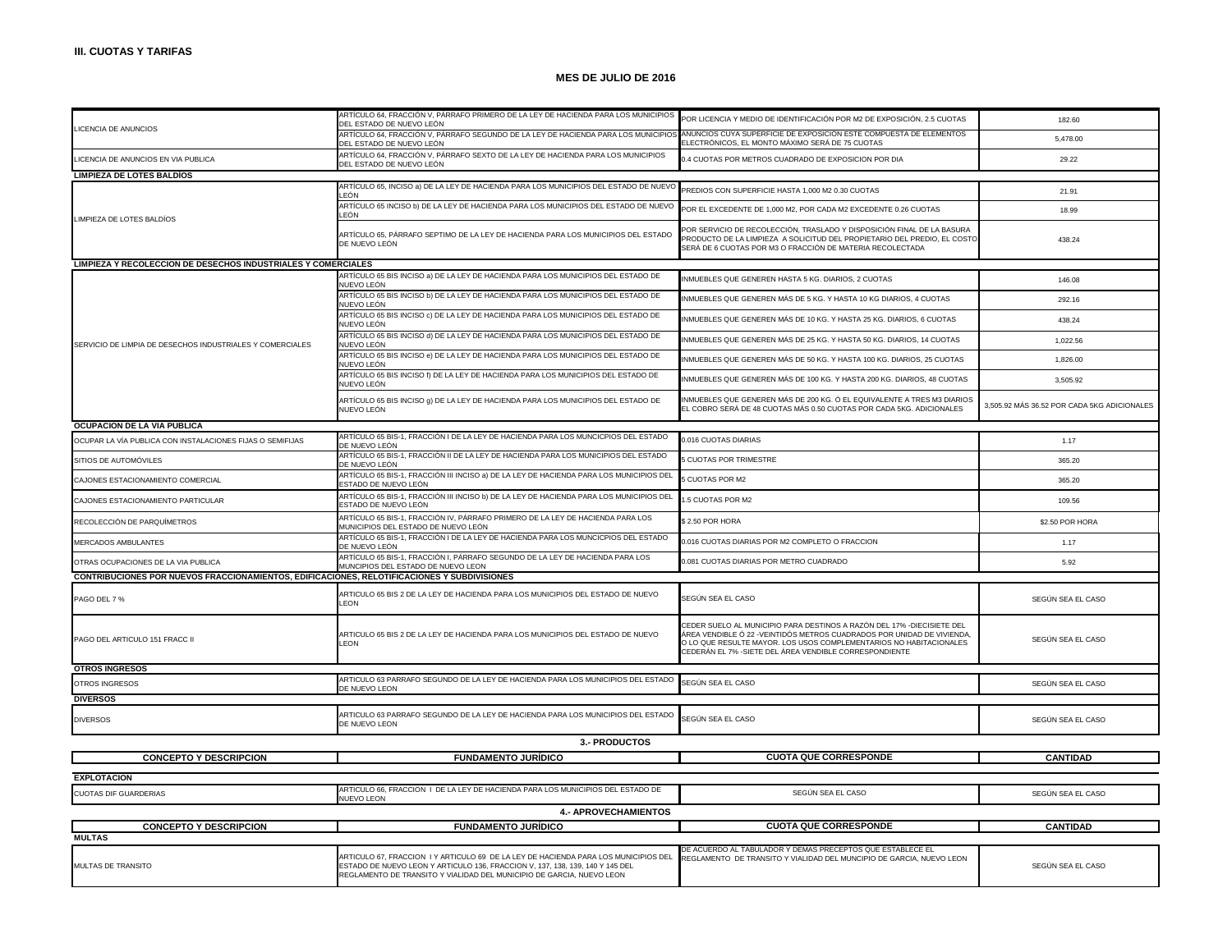### III. CUOTAS Y TARIFAS

**MES DE JULIO DE 2016**

| | | | |
|---|---|---|---|
| LICENCIA DE ANUNCIOS | ARTÍCULO 64, FRACCIÓN V, PÁRRAFO PRIMERO DE LA LEY DE HACIENDA PARA LOS MUNICIPIOS DEL ESTADO DE NUEVO LEÓN | POR LICENCIA Y MEDIO DE IDENTIFICACIÓN POR M2 DE EXPOSICIÓN, 2.5 CUOTAS | 182.60 |
| | ARTÍCULO 64, FRACCIÓN V, PÁRRAFO SEGUNDO DE LA LEY DE HACIENDA PARA LOS MUNICIPIOS DEL ESTADO DE NUEVO LEÓN | ANUNCIOS CUYA SUPERFICIE DE EXPOSICIÓN ESTE COMPUESTA DE ELEMENTOS ELECTRÓNICOS, EL MONTO MÁXIMO SERÁ DE 75 CUOTAS | 5,478.00 |
| LICENCIA DE ANUNCIOS EN VIA PUBLICA | ARTÍCULO 64, FRACCIÓN V, PÁRRAFO SEXTO DE LA LEY DE HACIENDA PARA LOS MUNICIPIOS DEL ESTADO DE NUEVO LEÓN | 0.4 CUOTAS POR METROS CUADRADO DE EXPOSICION POR DIA | 29.22 |
| **LIMPIEZA DE LOTES BALDÍOS** | | | |
| LIMPIEZA DE LOTES BALDÍOS | ARTÍCULO 65, INCISO a) DE LA LEY DE HACIENDA PARA LOS MUNICIPIOS DEL ESTADO DE NUEVO LEÓN | PREDIOS CON SUPERFICIE HASTA 1,000 M2 0.30 CUOTAS | 21.91 |
| | ARTÍCULO 65 INCISO b) DE LA LEY DE HACIENDA PARA LOS MUNICIPIOS DEL ESTADO DE NUEVO LEÓN | POR EL EXCEDENTE DE 1,000 M2, POR CADA M2 EXCEDENTE 0.26 CUOTAS | 18.99 |
| | ARTÍCULO 65, PÁRRAFO SEPTIMO DE LA LEY DE HACIENDA PARA LOS MUNICIPIOS DEL ESTADO DE NUEVO LEÓN | POR SERVICIO DE RECOLECCIÓN, TRASLADO Y DISPOSICIÓN FINAL DE LA BASURA PRODUCTO DE LA LIMPIEZA A SOLICITUD DEL PROPIETARIO DEL PREDIO, EL COSTO SERÁ DE 6 CUOTAS POR M3 O FRACCIÓN DE MATERIA RECOLECTADA | 438.24 |
| **LIMPIEZA Y RECOLECCION DE DESECHOS INDUSTRIALES Y COMERCIALES** | | | |
| SERVICIO DE LIMPIA DE DESECHOS INDUSTRIALES Y COMERCIALES | ARTÍCULO 65 BIS INCISO a) DE LA LEY DE HACIENDA PARA LOS MUNICIPIOS DEL ESTADO DE NUEVO LEÓN | INMUEBLES QUE GENEREN HASTA 5 KG. DIARIOS, 2 CUOTAS | 146.08 |
| | ARTÍCULO 65 BIS INCISO b) DE LA LEY DE HACIENDA PARA LOS MUNICIPIOS DEL ESTADO DE NUEVO LEÓN | INMUEBLES QUE GENEREN MÁS DE 5 KG. Y HASTA 10 KG DIARIOS, 4 CUOTAS | 292.16 |
| | ARTÍCULO 65 BIS INCISO c) DE LA LEY DE HACIENDA PARA LOS MUNICIPIOS DEL ESTADO DE NUEVO LEÓN | INMUEBLES QUE GENEREN MÁS DE 10 KG. Y HASTA 25 KG. DIARIOS, 6 CUOTAS | 438.24 |
| | ARTÍCULO 65 BIS INCISO d) DE LA LEY DE HACIENDA PARA LOS MUNICIPIOS DEL ESTADO DE NUEVO LEÓN | INMUEBLES QUE GENEREN MÁS DE 25 KG. Y HASTA 50 KG. DIARIOS, 14 CUOTAS | 1,022.56 |
| | ARTÍCULO 65 BIS INCISO e) DE LA LEY DE HACIENDA PARA LOS MUNICIPIOS DEL ESTADO DE NUEVO LEÓN | INMUEBLES QUE GENEREN MÁS DE 50 KG. Y HASTA 100 KG. DIARIOS, 25 CUOTAS | 1,826.00 |
| | ARTÍCULO 65 BIS INCISO f) DE LA LEY DE HACIENDA PARA LOS MUNICIPIOS DEL ESTADO DE NUEVO LEÓN | INMUEBLES QUE GENEREN MÁS DE 100 KG. Y HASTA 200 KG. DIARIOS, 48 CUOTAS | 3,505.92 |
| | ARTÍCULO 65 BIS INCISO g) DE LA LEY DE HACIENDA PARA LOS MUNICIPIOS DEL ESTADO DE NUEVO LEÓN | INMUEBLES QUE GENEREN MÁS DE 200 KG. Ó EL EQUIVALENTE A TRES M3 DIARIOS EL COBRO SERÁ DE 48 CUOTAS MÁS 0.50 CUOTAS POR CADA 5KG. ADICIONALES | 3,505.92 MÁS 36.52 POR CADA 5KG ADICIONALES |
| **OCUPACION DE LA VIA PUBLICA** | | | |
| OCUPAR LA VÍA PUBLICA CON INSTALACIONES FIJAS O SEMIFIJAS | ARTÍCULO 65 BIS-1, FRACCIÓN I DE LA LEY DE HACIENDA PARA LOS MUNCICPIOS DEL ESTADO DE NUEVO LEÓN | 0.016 CUOTAS DIARIAS | 1.17 |
| SITIOS DE AUTOMÓVILES | ARTÍCULO 65 BIS-1, FRACCIÓN II DE LA LEY DE HACIENDA PARA LOS MUNICIPIOS DEL ESTADO DE NUEVO LEÓN | 5 CUOTAS POR TRIMESTRE | 365.20 |
| CAJONES ESTACIONAMIENTO COMERCIAL | ARTÍCULO 65 BIS-1, FRACCIÓN III INCISO a) DE LA LEY DE HACIENDA PARA LOS MUNICIPIOS DEL ESTADO DE NUEVO LEÓN | 5 CUOTAS POR M2 | 365.20 |
| CAJONES ESTACIONAMIENTO PARTICULAR | ARTÍCULO 65 BIS-1, FRACCIÓN III INCISO b) DE LA LEY DE HACIENDA PARA LOS MUNICIPIOS DEL ESTADO DE NUEVO LEÓN | 1.5 CUOTAS POR M2 | 109.56 |
| RECOLECCIÓN DE PARQUÍMETROS | ARTÍCULO 65 BIS-1, FRACCIÓN IV, PÁRRAFO PRIMERO DE LA LEY DE HACIENDA PARA LOS MUNICIPIOS DEL ESTADO DE NUEVO LEÓN | $ 2.50 POR HORA | $2.50 POR HORA |
| MERCADOS AMBULANTES | ARTÍCULO 65 BIS-1, FRACCIÓN I DE LA LEY DE HACIENDA PARA LOS MUNCICPIOS DEL ESTADO DE NUEVO LEÓN | 0.016 CUOTAS DIARIAS POR M2 COMPLETO O FRACCION | 1.17 |
| OTRAS OCUPACIONES DE LA VIA PUBLICA | ARTÍCULO 65 BIS-1, FRACCIÓN I, PÁRRAFO SEGUNDO DE LA LEY DE HACIENDA PARA LOS MUNCIPIOS DEL ESTADO DE NUEVO LEON | 0.081 CUOTAS DIARIAS POR METRO CUADRADO | 5.92 |
| **CONTRIBUCIONES POR NUEVOS FRACCIONAMIENTOS, EDIFICACIONES, RELOTIFICACIONES Y SUBDIVISIONES** | | | |
| PAGO DEL 7 % | ARTICULO 65 BIS 2 DE LA LEY DE HACIENDA PARA LOS MUNICIPIOS DEL ESTADO DE NUEVO LEON | SEGÚN SEA EL CASO | SEGÚN SEA EL CASO |
| PAGO DEL ARTICULO 151 FRACC II | ARTICULO 65 BIS 2 DE LA LEY DE HACIENDA PARA LOS MUNICIPIOS DEL ESTADO DE NUEVO LEON | CEDER SUELO AL MUNICIPIO PARA DESTINOS A RAZÓN DEL 17% -DIECISIETE DEL ÁREA VENDIBLE Ó 22 -VEINTIDÓS METROS CUADRADOS POR UNIDAD DE VIVIENDA, O LO QUE RESULTE MAYOR. LOS USOS COMPLEMENTARIOS NO HABITACIONALES CEDERÁN EL 7% -SIETE DEL ÁREA VENDIBLE CORRESPONDIENTE | SEGÚN SEA EL CASO |
| **OTROS INGRESOS** | | | |
| OTROS INGRESOS | ARTICULO 63 PARRAFO SEGUNDO DE LA LEY DE HACIENDA PARA LOS MUNICIPIOS DEL ESTADO DE NUEVO LEON | SEGÚN SEA EL CASO | SEGÚN SEA EL CASO |
| **DIVERSOS** | | | |
| DIVERSOS | ARTICULO 63 PARRAFO SEGUNDO DE LA LEY DE HACIENDA PARA LOS MUNICIPIOS DEL ESTADO DE NUEVO LEON | SEGÚN SEA EL CASO | SEGÚN SEA EL CASO |

**3.- PRODUCTOS**

| CONCEPTO Y DESCRIPCION | FUNDAMENTO JURÍDICO | CUOTA QUE CORRESPONDE | CANTIDAD |
|---|---|---|---|
| **EXPLOTACION** | | | |
| CUOTAS DIF GUARDERIAS | ARTICULO 66, FRACCION I DE LA LEY DE HACIENDA PARA LOS MUNICIPIOS DEL ESTADO DE NUEVO LEON | SEGÚN SEA EL CASO | SEGÚN SEA EL CASO |

**4.- APROVECHAMIENTOS**

| CONCEPTO Y DESCRIPCION | FUNDAMENTO JURÍDICO | CUOTA QUE CORRESPONDE | CANTIDAD |
|---|---|---|---|
| **MULTAS** | | | |
| MULTAS DE TRANSITO | ARTICULO 67, FRACCION I Y ARTICULO 69 DE LA LEY DE HACIENDA PARA LOS MUNICIPIOS DEL ESTADO DE NUEVO LEON Y ARTICULO 136, FRACCION V, 137, 138, 139, 140 Y 145 DEL REGLAMENTO DE TRANSITO Y VIALIDAD DEL MUNICIPIO DE GARCIA, NUEVO LEON | DE ACUERDO AL TABULADOR Y DEMAS PRECEPTOS QUE ESTABLECE EL REGLAMENTO DE TRANSITO Y VIALIDAD DEL MUNCIPIO DE GARCIA, NUEVO LEON | SEGÚN SEA EL CASO |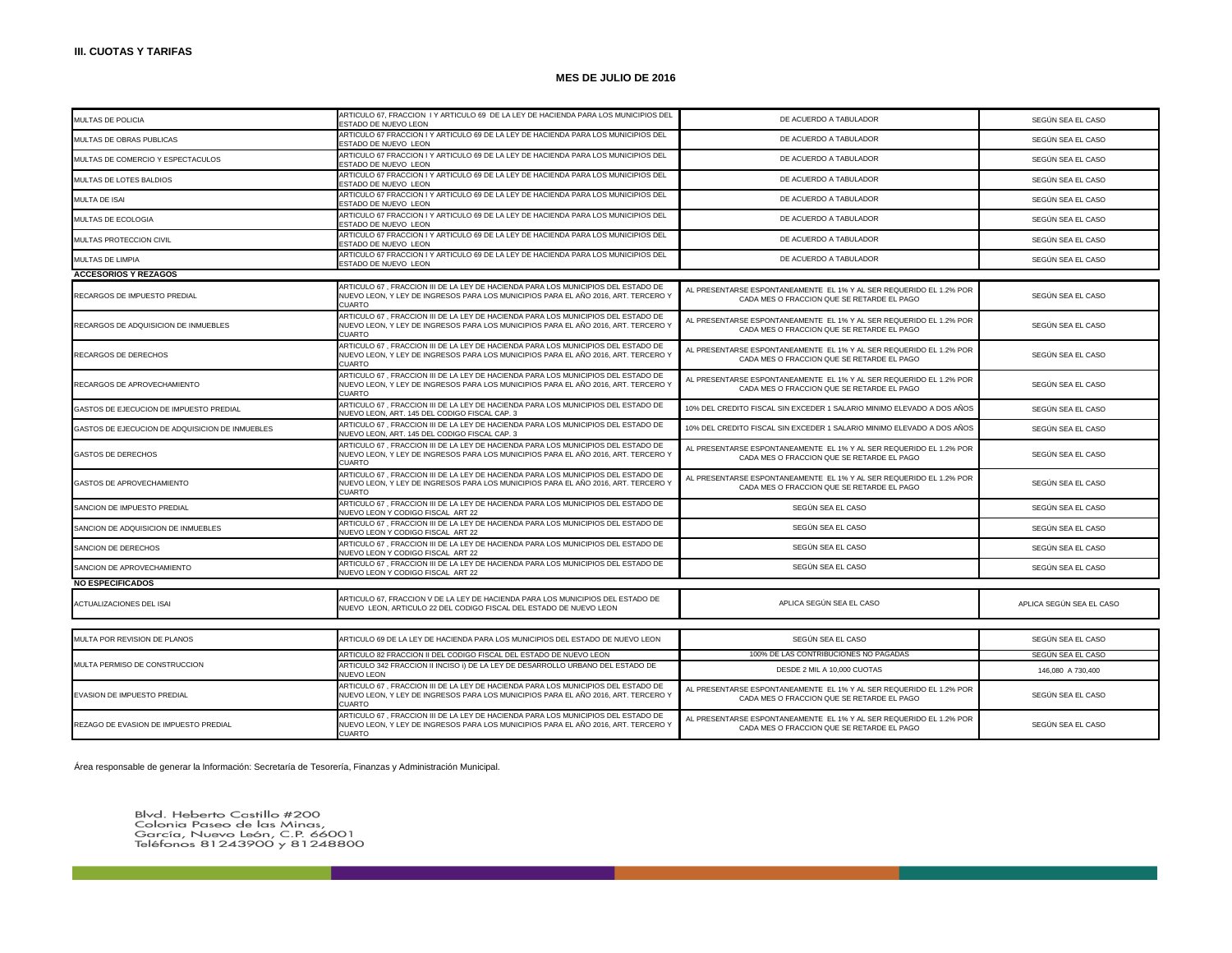### III. CUOTAS Y TARIFAS

**MES DE JULIO DE 2016**

| | | | |
|---|---|---|---|
| MULTAS DE POLICIA | ARTICULO 67, FRACCION I Y ARTICULO 69 DE LA LEY DE HACIENDA PARA LOS MUNICIPIOS DEL ESTADO DE NUEVO LEON | DE ACUERDO A TABULADOR | SEGÚN SEA EL CASO |
| MULTAS DE OBRAS PUBLICAS | ARTICULO 67 FRACCION I Y ARTICULO 69 DE LA LEY DE HACIENDA PARA LOS MUNICIPIOS DEL ESTADO DE NUEVO LEON | DE ACUERDO A TABULADOR | SEGÚN SEA EL CASO |
| MULTAS DE COMERCIO Y ESPECTACULOS | ARTICULO 67 FRACCION I Y ARTICULO 69 DE LA LEY DE HACIENDA PARA LOS MUNICIPIOS DEL ESTADO DE NUEVO LEON | DE ACUERDO A TABULADOR | SEGÚN SEA EL CASO |
| MULTAS DE LOTES BALDIOS | ARTICULO 67 FRACCION I Y ARTICULO 69 DE LA LEY DE HACIENDA PARA LOS MUNICIPIOS DEL ESTADO DE NUEVO LEON | DE ACUERDO A TABULADOR | SEGÚN SEA EL CASO |
| MULTA DE ISAI | ARTICULO 67 FRACCION I Y ARTICULO 69 DE LA LEY DE HACIENDA PARA LOS MUNICIPIOS DEL ESTADO DE NUEVO LEON | DE ACUERDO A TABULADOR | SEGÚN SEA EL CASO |
| MULTAS DE ECOLOGIA | ARTICULO 67 FRACCION I Y ARTICULO 69 DE LA LEY DE HACIENDA PARA LOS MUNICIPIOS DEL ESTADO DE NUEVO LEON | DE ACUERDO A TABULADOR | SEGÚN SEA EL CASO |
| MULTAS PROTECCION CIVIL | ARTICULO 67 FRACCION I Y ARTICULO 69 DE LA LEY DE HACIENDA PARA LOS MUNICIPIOS DEL ESTADO DE NUEVO LEON | DE ACUERDO A TABULADOR | SEGÚN SEA EL CASO |
| MULTAS DE LIMPIA | ARTICULO 67 FRACCION I Y ARTICULO 69 DE LA LEY DE HACIENDA PARA LOS MUNICIPIOS DEL ESTADO DE NUEVO LEON | DE ACUERDO A TABULADOR | SEGÚN SEA EL CASO |
| **ACCESORIOS Y REZAGOS** | | | |
| RECARGOS DE IMPUESTO PREDIAL | ARTICULO 67 , FRACCION III DE LA LEY DE HACIENDA PARA LOS MUNICIPIOS DEL ESTADO DE NUEVO LEON, Y LEY DE INGRESOS PARA LOS MUNICIPIOS PARA EL AÑO 2016, ART. TERCERO Y CUARTO | AL PRESENTARSE ESPONTANEAMENTE EL 1% Y AL SER REQUERIDO EL 1.2% POR CADA MES O FRACCION QUE SE RETARDE EL PAGO | SEGÚN SEA EL CASO |
| RECARGOS DE ADQUISICION DE INMUEBLES | ARTICULO 67 , FRACCION III DE LA LEY DE HACIENDA PARA LOS MUNICIPIOS DEL ESTADO DE NUEVO LEON, Y LEY DE INGRESOS PARA LOS MUNICIPIOS PARA EL AÑO 2016, ART. TERCERO Y CUARTO | AL PRESENTARSE ESPONTANEAMENTE EL 1% Y AL SER REQUERIDO EL 1.2% POR CADA MES O FRACCION QUE SE RETARDE EL PAGO | SEGÚN SEA EL CASO |
| RECARGOS DE DERECHOS | ARTICULO 67 , FRACCION III DE LA LEY DE HACIENDA PARA LOS MUNICIPIOS DEL ESTADO DE NUEVO LEON, Y LEY DE INGRESOS PARA LOS MUNICIPIOS PARA EL AÑO 2016, ART. TERCERO Y CUARTO | AL PRESENTARSE ESPONTANEAMENTE EL 1% Y AL SER REQUERIDO EL 1.2% POR CADA MES O FRACCION QUE SE RETARDE EL PAGO | SEGÚN SEA EL CASO |
| RECARGOS DE APROVECHAMIENTO | ARTICULO 67 , FRACCION III DE LA LEY DE HACIENDA PARA LOS MUNICIPIOS DEL ESTADO DE NUEVO LEON, Y LEY DE INGRESOS PARA LOS MUNICIPIOS PARA EL AÑO 2016, ART. TERCERO Y CUARTO | AL PRESENTARSE ESPONTANEAMENTE EL 1% Y AL SER REQUERIDO EL 1.2% POR CADA MES O FRACCION QUE SE RETARDE EL PAGO | SEGÚN SEA EL CASO |
| GASTOS DE EJECUCION DE IMPUESTO PREDIAL | ARTICULO 67 , FRACCION III DE LA LEY DE HACIENDA PARA LOS MUNICIPIOS DEL ESTADO DE NUEVO LEON, ART. 145 DEL CODIGO FISCAL CAP. 3 | 10% DEL CREDITO FISCAL SIN EXCEDER 1 SALARIO MINIMO ELEVADO A DOS AÑOS | SEGÚN SEA EL CASO |
| GASTOS DE EJECUCION DE ADQUISICION DE INMUEBLES | ARTICULO 67 , FRACCION III DE LA LEY DE HACIENDA PARA LOS MUNICIPIOS DEL ESTADO DE NUEVO LEON, ART. 145 DEL CODIGO FISCAL CAP. 3 | 10% DEL CREDITO FISCAL SIN EXCEDER 1 SALARIO MINIMO ELEVADO A DOS AÑOS | SEGÚN SEA EL CASO |
| GASTOS DE DERECHOS | ARTICULO 67 , FRACCION III DE LA LEY DE HACIENDA PARA LOS MUNICIPIOS DEL ESTADO DE NUEVO LEON, Y LEY DE INGRESOS PARA LOS MUNICIPIOS PARA EL AÑO 2016, ART. TERCERO Y CUARTO | AL PRESENTARSE ESPONTANEAMENTE EL 1% Y AL SER REQUERIDO EL 1.2% POR CADA MES O FRACCION QUE SE RETARDE EL PAGO | SEGÚN SEA EL CASO |
| GASTOS DE APROVECHAMIENTO | ARTICULO 67 , FRACCION III DE LA LEY DE HACIENDA PARA LOS MUNICIPIOS DEL ESTADO DE NUEVO LEON, Y LEY DE INGRESOS PARA LOS MUNICIPIOS PARA EL AÑO 2016, ART. TERCERO Y CUARTO | AL PRESENTARSE ESPONTANEAMENTE EL 1% Y AL SER REQUERIDO EL 1.2% POR CADA MES O FRACCION QUE SE RETARDE EL PAGO | SEGÚN SEA EL CASO |
| SANCION DE IMPUESTO PREDIAL | ARTICULO 67 , FRACCION III DE LA LEY DE HACIENDA PARA LOS MUNICIPIOS DEL ESTADO DE NUEVO LEON Y CODIGO FISCAL ART 22 | SEGÚN SEA EL CASO | SEGÚN SEA EL CASO |
| SANCION DE ADQUISICION DE INMUEBLES | ARTICULO 67 , FRACCION III DE LA LEY DE HACIENDA PARA LOS MUNICIPIOS DEL ESTADO DE NUEVO LEON Y CODIGO FISCAL ART 22 | SEGÚN SEA EL CASO | SEGÚN SEA EL CASO |
| SANCION DE DERECHOS | ARTICULO 67 , FRACCION III DE LA LEY DE HACIENDA PARA LOS MUNICIPIOS DEL ESTADO DE NUEVO LEON Y CODIGO FISCAL ART 22 | SEGÚN SEA EL CASO | SEGÚN SEA EL CASO |
| SANCION DE APROVECHAMIENTO | ARTICULO 67 , FRACCION III DE LA LEY DE HACIENDA PARA LOS MUNICIPIOS DEL ESTADO DE NUEVO LEON Y CODIGO FISCAL ART 22 | SEGÚN SEA EL CASO | SEGÚN SEA EL CASO |
| **NO ESPECIFICADOS** | | | |
| ACTUALIZACIONES DEL ISAI | ARTICULO 67, FRACCION V DE LA LEY DE HACIENDA PARA LOS MUNICIPIOS DEL ESTADO DE NUEVO LEON, ARTICULO 22 DEL CODIGO FISCAL DEL ESTADO DE NUEVO LEON | APLICA SEGÚN SEA EL CASO | APLICA SEGÚN SEA EL CASO |
| MULTA POR REVISION DE PLANOS | ARTICULO 69 DE LA LEY DE HACIENDA PARA LOS MUNICIPIOS DEL ESTADO DE NUEVO LEON | SEGÚN SEA EL CASO | SEGÚN SEA EL CASO |
| MULTA PERMISO DE CONSTRUCCION | ARTICULO 82 FRACCION II DEL CODIGO FISCAL DEL ESTADO DE NUEVO LEON | 100% DE LAS CONTRIBUCIONES NO PAGADAS | SEGÚN SEA EL CASO |
| | ARTICULO 342 FRACCION II INCISO i) DE LA LEY DE DESARROLLO URBANO DEL ESTADO DE NUEVO LEON | DESDE 2 MIL A 10,000 CUOTAS | 146,080 A 730,400 |
| EVASION DE IMPUESTO PREDIAL | ARTICULO 67 , FRACCION III DE LA LEY DE HACIENDA PARA LOS MUNICIPIOS DEL ESTADO DE NUEVO LEON, Y LEY DE INGRESOS PARA LOS MUNICIPIOS PARA EL AÑO 2016, ART. TERCERO Y CUARTO | AL PRESENTARSE ESPONTANEAMENTE EL 1% Y AL SER REQUERIDO EL 1.2% POR CADA MES O FRACCION QUE SE RETARDE EL PAGO | SEGÚN SEA EL CASO |
| REZAGO DE EVASION DE IMPUESTO PREDIAL | ARTICULO 67 , FRACCION III DE LA LEY DE HACIENDA PARA LOS MUNICIPIOS DEL ESTADO DE NUEVO LEON, Y LEY DE INGRESOS PARA LOS MUNICIPIOS PARA EL AÑO 2016, ART. TERCERO Y CUARTO | AL PRESENTARSE ESPONTANEAMENTE EL 1% Y AL SER REQUERIDO EL 1.2% POR CADA MES O FRACCION QUE SE RETARDE EL PAGO | SEGÚN SEA EL CASO |

Área responsable de generar la Información: Secretaría de Tesorería, Finanzas y Administración Municipal.

Blvd. Heberto Castillo #200
Colonia Paseo de las Minas,
García, Nuevo León, C.P. 66001
Teléfonos 81243900 y 81248800